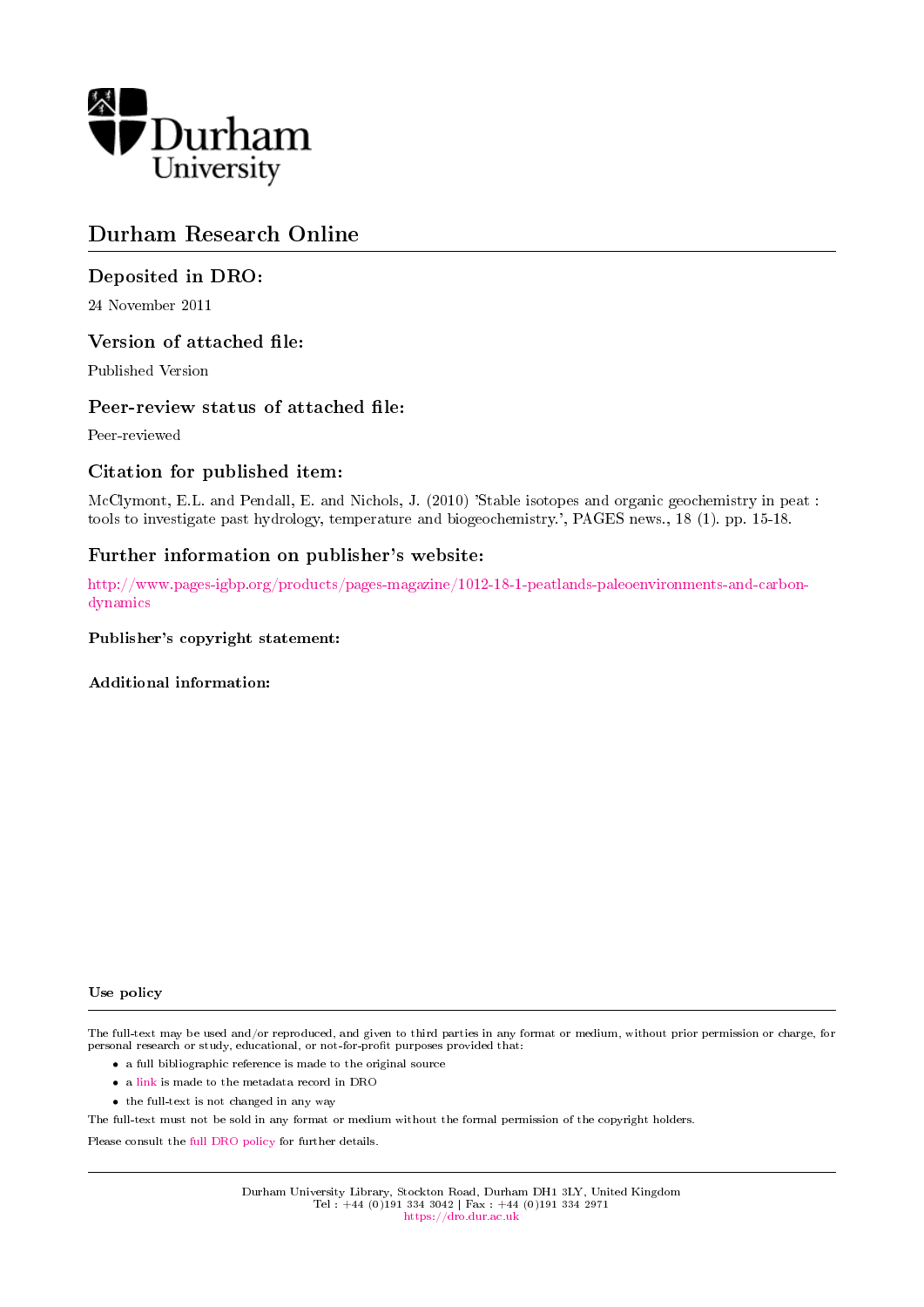# Durham Research Online

## Deposited in DRO:

24 November 2011

## Version of attached file:

Published Version

## Peer-review status of attached file:

Peer-reviewed

## Citation for published item:

McClymont, E.L. and Pendall, E. and Nichols, J. (2010) 'Stable isotopes and organic geochemistry in peat : tools to investigate past hydrology, temperature and biogeochemistry.', PAGES news., 18 (1). pp. 15-18.

## Further information on publisher's website:

http://www.pages-igbp.org/products/pages-magazine/1012-18-1-peatlands-paleoenvironments-and-carbon-dynamics

### Publisher's copyright statement:

### Additional information:

### Use policy

The full-text may be used and/or reproduced, and given to third parties in any format or medium, without prior permission or charge, for personal research or study, educational, or not-for-profit purposes provided that:

- a full bibliographic reference is made to the original source
- a link is made to the metadata record in DRO
- the full-text is not changed in any way

The full-text must not be sold in any format or medium without the formal permission of the copyright holders.

Please consult the full DRO policy for further details.

Durham University Library, Stockton Road, Durham DH1 3LY, United Kingdom
Tel : +44 (0)191 334 3042 | Fax : +44 (0)191 334 2971
https://dro.dur.ac.uk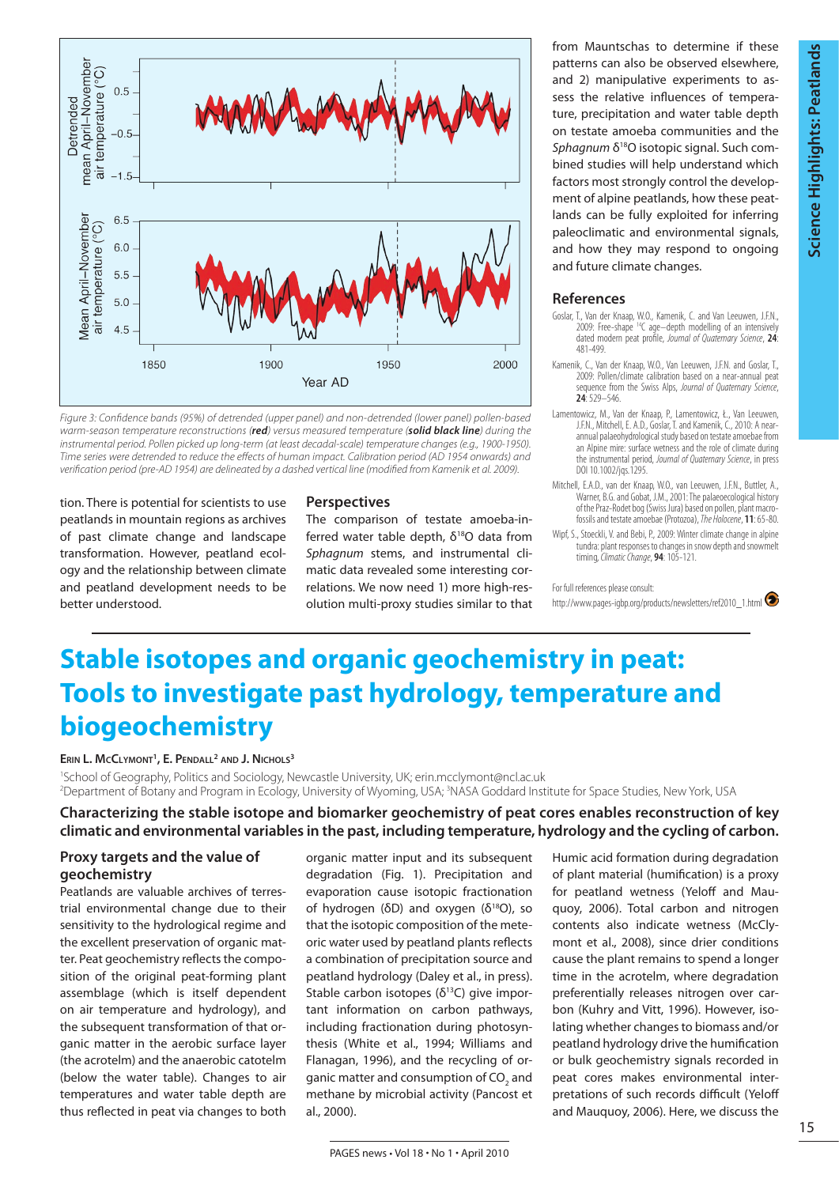Figure 3: Confidence bands (95%) of detrended (upper panel) and non-detrended (lower panel) pollen-based warm-season temperature reconstructions (***red***) versus measured temperature (***solid black line***) during the instrumental period. Pollen picked up long-term (at least decadal-scale) temperature changes (e.g., 1900-1950). Time series were detrended to reduce the effects of human impact. Calibration period (AD 1954 onwards) and verification period (pre-AD 1954) are delineated by a dashed vertical line (modified from Kamenik et al. 2009).

tion. There is potential for scientists to use peatlands in mountain regions as archives of past climate change and landscape transformation. However, peatland ecology and the relationship between climate and peatland development needs to be better understood.

## Perspectives

The comparison of testate amoeba-inferred water table depth, $\delta^{18}O$ data from *Sphagnum* stems, and instrumental climatic data revealed some interesting correlations. We now need 1) more high-resolution multi-proxy studies similar to that from Mauntschas to determine if these patterns can also be observed elsewhere, and 2) manipulative experiments to assess the relative influences of temperature, precipitation and water table depth on testate amoeba communities and the *Sphagnum* $\delta^{18}O$ isotopic signal. Such combined studies will help understand which factors most strongly control the development of alpine peatlands, how these peatlands can be fully exploited for inferring paleoclimatic and environmental signals, and how they may respond to ongoing and future climate changes.

## References

Goslar, T., Van der Knaap, W.O., Kamenik, C. and Van Leeuwen, J.F.N., 2009: Free-shape $^{14}C$ age–depth modelling of an intensively dated modern peat profile, *Journal of Quaternary Science*, **24**: 481-499.

Kamenik, C., Van der Knaap, W.O., Van Leeuwen, J.F.N. and Goslar, T., 2009: Pollen/climate calibration based on a near-annual peat sequence from the Swiss Alps, *Journal of Quaternary Science*, **24**: 529–546.

Lamentowicz, M., Van der Knaap, P., Lamentowicz, Ł., Van Leeuwen, J.F.N., Mitchell, E. A.D., Goslar, T. and Kamenik, C., 2010: A near-annual palaeohydrological study based on testate amoebae from an Alpine mire: surface wetness and the role of climate during the instrumental period, *Journal of Quaternary Science*, in press DOI 10.1002/jqs.1295.

Mitchell, E.A.D., van der Knaap, W.O., van Leeuwen, J.F.N., Buttler, A., Warner, B.G. and Gobat, J.M., 2001: The palaeoecological history of the Praz-Rodet bog (Swiss Jura) based on pollen, plant macrofossils and testate amoebae (Protozoa), *The Holocene*, **11**: 65-80.

Wipf, S., Stoeckli, V. and Bebi, P., 2009: Winter climate change in alpine tundra: plant responses to changes in snow depth and snowmelt timing, *Climatic Change*, **94**: 105-121.

For full references please consult:
http://www.pages-igbp.org/products/newsletters/ref2010_1.html

# Stable isotopes and organic geochemistry in peat: Tools to investigate past hydrology, temperature and biogeochemistry

**Erin L. McClymont[1], E. Pendall[2] and J. Nichols[3]**

[1]School of Geography, Politics and Sociology, Newcastle University, UK; erin.mcclymont@ncl.ac.uk
[2]Department of Botany and Program in Ecology, University of Wyoming, USA; [3]NASA Goddard Institute for Space Studies, New York, USA

**Characterizing the stable isotope and biomarker geochemistry of peat cores enables reconstruction of key climatic and environmental variables in the past, including temperature, hydrology and the cycling of carbon.**

## Proxy targets and the value of geochemistry

Peatlands are valuable archives of terrestrial environmental change due to their sensitivity to the hydrological regime and the excellent preservation of organic matter. Peat geochemistry reflects the composition of the original peat-forming plant assemblage (which is itself dependent on air temperature and hydrology), and the subsequent transformation of that organic matter in the aerobic surface layer (the acrotelm) and the anaerobic catotelm (below the water table). Changes to air temperatures and water table depth are thus reflected in peat via changes to both organic matter input and its subsequent degradation (Fig. 1). Precipitation and evaporation cause isotopic fractionation of hydrogen (δD) and oxygen ($\delta^{18}O$), so that the isotopic composition of the meteoric water used by peatland plants reflects a combination of precipitation source and peatland hydrology (Daley et al., in press). Stable carbon isotopes ($\delta^{13}C$) give important information on carbon pathways, including fractionation during photosynthesis (White et al., 1994; Williams and Flanagan, 1996), and the recycling of organic matter and consumption of $CO_2$ and methane by microbial activity (Pancost et al., 2000).

Humic acid formation during degradation of plant material (humification) is a proxy for peatland wetness (Yeloff and Mauquoy, 2006). Total carbon and nitrogen contents also indicate wetness (McClymont et al., 2008), since drier conditions cause the plant remains to spend a longer time in the acrotelm, where degradation preferentially releases nitrogen over carbon (Kuhry and Vitt, 1996). However, isolating whether changes to biomass and/or peatland hydrology drive the humification or bulk geochemistry signals recorded in peat cores makes environmental interpretations of such records difficult (Yeloff and Mauquoy, 2006). Here, we discuss the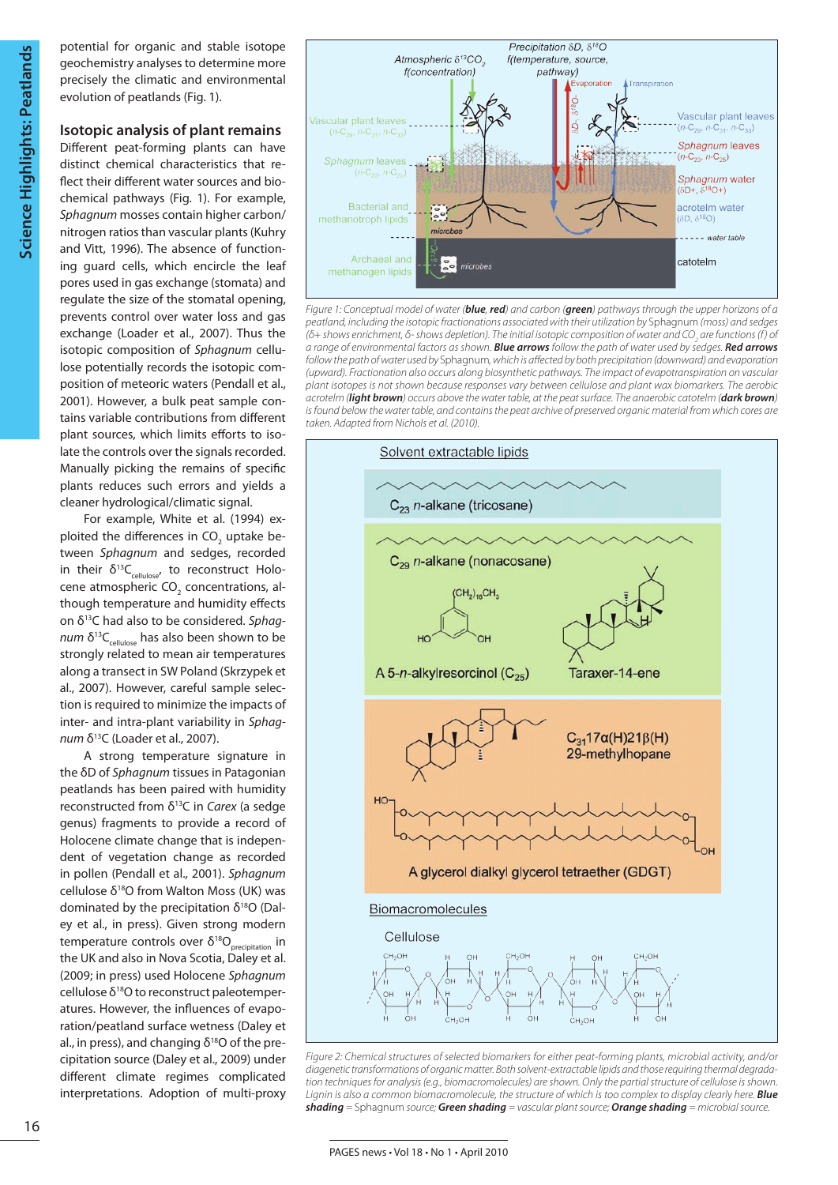potential for organic and stable isotope geochemistry analyses to determine more precisely the climatic and environmental evolution of peatlands (Fig. 1).

## Isotopic analysis of plant remains

Different peat-forming plants can have distinct chemical characteristics that reflect their different water sources and biochemical pathways (Fig. 1). For example, *Sphagnum* mosses contain higher carbon/nitrogen ratios than vascular plants (Kuhry and Vitt, 1996). The absence of functioning guard cells, which encircle the leaf pores used in gas exchange (stomata) and regulate the size of the stomatal opening, prevents control over water loss and gas exchange (Loader et al., 2007). Thus the isotopic composition of *Sphagnum* cellulose potentially records the isotopic composition of meteoric waters (Pendall et al., 2001). However, a bulk peat sample contains variable contributions from different plant sources, which limits efforts to isolate the controls over the signals recorded. Manually picking the remains of specific plants reduces such errors and yields a cleaner hydrological/climatic signal.

For example, White et al. (1994) exploited the differences in $CO_2$ uptake between *Sphagnum* and sedges, recorded in their $\delta^{13}C_{cellulose}$, to reconstruct Holocene atmospheric $CO_2$ concentrations, although temperature and humidity effects on $\delta^{13}C$ had also to be considered. *Sphagnum* $\delta^{13}C_{cellulose}$ has also been shown to be strongly related to mean air temperatures along a transect in SW Poland (Skrzypek et al., 2007). However, careful sample selection is required to minimize the impacts of inter- and intra-plant variability in *Sphagnum* $\delta^{13}C$ (Loader et al., 2007).

A strong temperature signature in the $\delta D$ of *Sphagnum* tissues in Patagonian peatlands has been paired with humidity reconstructed from $\delta^{13}C$ in *Carex* (a sedge genus) fragments to provide a record of Holocene climate change that is independent of vegetation change as recorded in pollen (Pendall et al., 2001). *Sphagnum* cellulose $\delta^{18}O$ from Walton Moss (UK) was dominated by the precipitation $\delta^{18}O$ (Daley et al., in press). Given strong modern temperature controls over $\delta^{18}O_{precipitation}$ in the UK and also in Nova Scotia, Daley et al. (2009; in press) used Holocene *Sphagnum* cellulose $\delta^{18}O$ to reconstruct paleotemperatures. However, the influences of evaporation/peatland surface wetness (Daley et al., in press), and changing $\delta^{18}O$ of the precipitation source (Daley et al., 2009) under different climate regimes complicated interpretations. Adoption of multi-proxy

Figure 1: Conceptual model of water (**blue**, **red**) and carbon (**green**) pathways through the upper horizons of a peatland, including the isotopic fractionations associated with their utilization by Sphagnum (moss) and sedges ($\delta$+ shows enrichment, $\delta$- shows depletion). The initial isotopic composition of water and $CO_2$ are functions (f) of a range of environmental factors as shown. **Blue arrows** follow the path of water used by sedges. **Red arrows** follow the path of water used by Sphagnum, which is affected by both precipitation (downward) and evaporation (upward). Fractionation also occurs along biosynthetic pathways. The impact of evapotranspiration on vascular plant isotopes is not shown because responses vary between cellulose and plant wax biomarkers. The aerobic acrotelm (**light brown**) occurs above the water table, at the peat surface. The anaerobic catotelm (**dark brown**) is found below the water table, and contains the peat archive of preserved organic material from which cores are taken. Adapted from Nichols et al. (2010).

Figure 2: Chemical structures of selected biomarkers for either peat-forming plants, microbial activity, and/or diagenetic transformations of organic matter. Both solvent-extractable lipids and those requiring thermal degradation techniques for analysis (e.g., biomacromolecules) are shown. Only the partial structure of cellulose is shown. Lignin is also a common biomacromolecule, the structure of which is too complex to display clearly here. **Blue shading** = Sphagnum source; **Green shading** = vascular plant source; **Orange shading** = microbial source.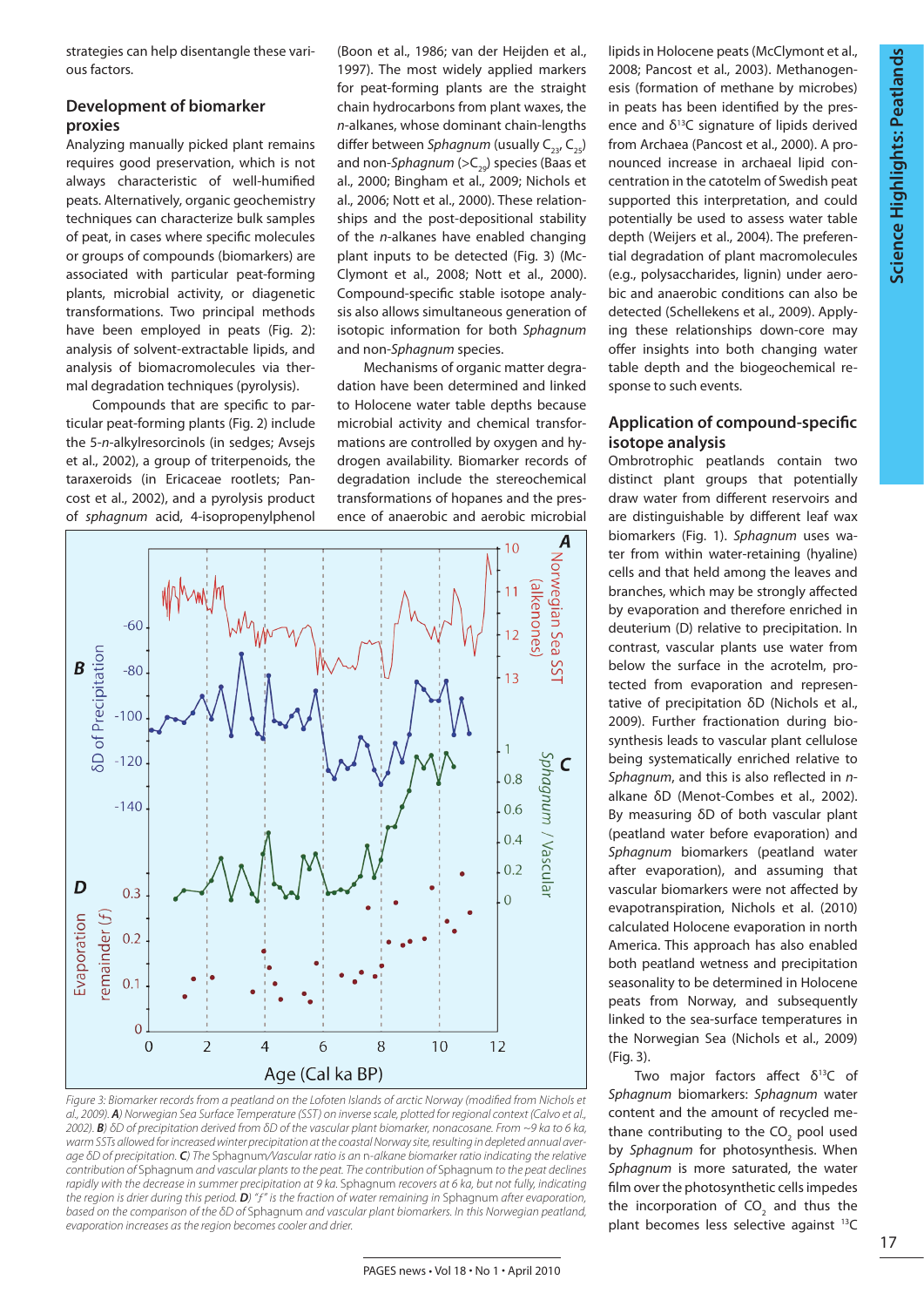strategies can help disentangle these various factors.

## Development of biomarker proxies

Analyzing manually picked plant remains requires good preservation, which is not always characteristic of well-humified peats. Alternatively, organic geochemistry techniques can characterize bulk samples of peat, in cases where specific molecules or groups of compounds (biomarkers) are associated with particular peat-forming plants, microbial activity, or diagenetic transformations. Two principal methods have been employed in peats (Fig. 2): analysis of solvent-extractable lipids, and analysis of biomacromolecules via thermal degradation techniques (pyrolysis).

Compounds that are specific to particular peat-forming plants (Fig. 2) include the 5-*n*-alkylresorcinols (in sedges; Avsejs et al., 2002), a group of triterpenoids, the taraxeroids (in Ericaceae rootlets; Pancost et al., 2002), and a pyrolysis product of *sphagnum* acid, 4-isopropenylphenol (Boon et al., 1986; van der Heijden et al., 1997). The most widely applied markers for peat-forming plants are the straight chain hydrocarbons from plant waxes, the *n*-alkanes, whose dominant chain-lengths differ between *Sphagnum* (usually $C_{23}$, $C_{25}$) and non-*Sphagnum* (>$C_{29}$) species (Baas et al., 2000; Bingham et al., 2009; Nichols et al., 2006; Nott et al., 2000). These relationships and the post-depositional stability of the *n*-alkanes have enabled changing plant inputs to be detected (Fig. 3) (McClymont et al., 2008; Nott et al., 2000). Compound-specific stable isotope analysis also allows simultaneous generation of isotopic information for both *Sphagnum* and non-*Sphagnum* species.

Mechanisms of organic matter degradation have been determined and linked to Holocene water table depths because microbial activity and chemical transformations are controlled by oxygen and hydrogen availability. Biomarker records of degradation include the stereochemical transformations of hopanes and the presence of anaerobic and aerobic microbial lipids in Holocene peats (McClymont et al., 2008; Pancost et al., 2003). Methanogenesis (formation of methane by microbes) in peats has been identified by the presence and $\delta^{13}C$ signature of lipids derived from Archaea (Pancost et al., 2000). A pronounced increase in archaeal lipid concentration in the catotelm of Swedish peat supported this interpretation, and could potentially be used to assess water table depth (Weijers et al., 2004). The preferential degradation of plant macromolecules (e.g., polysaccharides, lignin) under aerobic and anaerobic conditions can also be detected (Schellekens et al., 2009). Applying these relationships down-core may offer insights into both changing water table depth and the biogeochemical response to such events.

Figure 3: Biomarker records from a peatland on the Lofoten Islands of arctic Norway (modified from Nichols et al., 2009). ***A***) Norwegian Sea Surface Temperature (SST) on inverse scale, plotted for regional context (Calvo et al., 2002). ***B***) δD of precipitation derived from δD of the vascular plant biomarker, nonacosane. From ~9 ka to 6 ka, warm SSTs allowed for increased winter precipitation at the coastal Norway site, resulting in depleted annual average δD of precipitation. ***C***) The Sphagnum/Vascular ratio is an n-alkane biomarker ratio indicating the relative contribution of Sphagnum and vascular plants to the peat. The contribution of Sphagnum to the peat declines rapidly with the decrease in summer precipitation at 9 ka. Sphagnum recovers at 6 ka, but not fully, indicating the region is drier during this period. ***D***) "*f*" is the fraction of water remaining in Sphagnum after evaporation, based on the comparison of the δD of Sphagnum and vascular plant biomarkers. In this Norwegian peatland, evaporation increases as the region becomes cooler and drier.

## Application of compound-specific isotope analysis

Ombrotrophic peatlands contain two distinct plant groups that potentially draw water from different reservoirs and are distinguishable by different leaf wax biomarkers (Fig. 1). *Sphagnum* uses water from within water-retaining (hyaline) cells and that held among the leaves and branches, which may be strongly affected by evaporation and therefore enriched in deuterium (D) relative to precipitation. In contrast, vascular plants use water from below the surface in the acrotelm, protected from evaporation and representative of precipitation δD (Nichols et al., 2009). Further fractionation during biosynthesis leads to vascular plant cellulose being systematically enriched relative to *Sphagnum*, and this is also reflected in *n*-alkane δD (Menot-Combes et al., 2002). By measuring δD of both vascular plant (peatland water before evaporation) and *Sphagnum* biomarkers (peatland water after evaporation), and assuming that vascular biomarkers were not affected by evapotranspiration, Nichols et al. (2010) calculated Holocene evaporation in north America. This approach has also enabled both peatland wetness and precipitation seasonality to be determined in Holocene peats from Norway, and subsequently linked to the sea-surface temperatures in the Norwegian Sea (Nichols et al., 2009) (Fig. 3).

Two major factors affect $\delta^{13}C$ of *Sphagnum* biomarkers: *Sphagnum* water content and the amount of recycled methane contributing to the $CO_2$ pool used by *Sphagnum* for photosynthesis. When *Sphagnum* is more saturated, the water film over the photosynthetic cells impedes the incorporation of $CO_2$ and thus the plant becomes less selective against $^{13}C$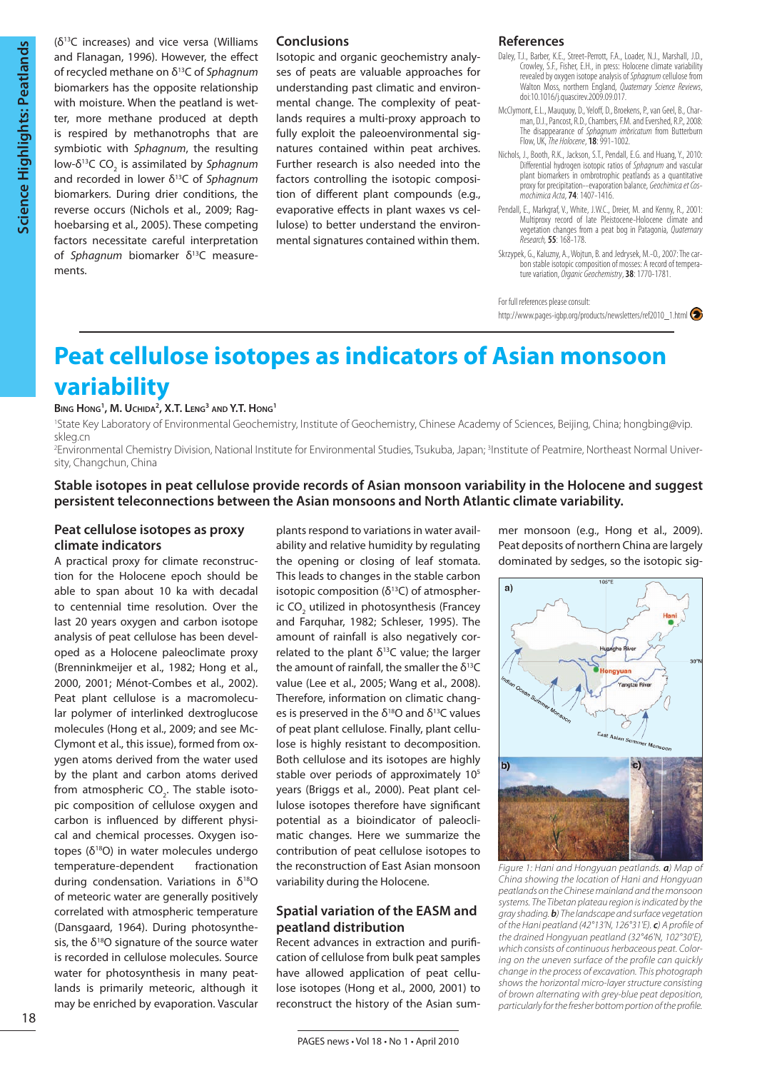($\delta^{13}C$ increases) and vice versa (Williams and Flanagan, 1996). However, the effect of recycled methane on $\delta^{13}C$ of *Sphagnum* biomarkers has the opposite relationship with moisture. When the peatland is wetter, more methane produced at depth is respired by methanotrophs that are symbiotic with *Sphagnum*, the resulting low-$\delta^{13}C$ $CO_2$ is assimilated by *Sphagnum* and recorded in lower $\delta^{13}C$ of *Sphagnum* biomarkers. During drier conditions, the reverse occurs (Nichols et al., 2009; Raghoebarsing et al., 2005). These competing factors necessitate careful interpretation of *Sphagnum* biomarker $\delta^{13}C$ measurements.

## Conclusions

Isotopic and organic geochemistry analyses of peats are valuable approaches for understanding past climatic and environmental change. The complexity of peatlands requires a multi-proxy approach to fully exploit the paleoenvironmental signatures contained within peat archives. Further research is also needed into the factors controlling the isotopic composition of different plant compounds (e.g., evaporative effects in plant waxes vs cellulose) to better understand the environmental signatures contained within them.

## References

Daley, T.J., Barber, K.E., Street-Perrott, F.A., Loader, N.J., Marshall, J.D., Crowley, S.F., Fisher, E.H., in press: Holocene climate variability revealed by oxygen isotope analysis of *Sphagnum* cellulose from Walton Moss, northern England, *Quaternary Science Reviews*, doi:10.1016/j.quascirev.2009.09.017.

McClymont, E.L., Mauquoy, D., Yeloff, D., Broekens, P., van Geel, B., Charman, D.J., Pancost, R.D., Chambers, F.M. and Evershed, R.P., 2008: The disappearance of *Sphagnum imbricatum* from Butterburn Flow, UK, *The Holocene*, **18**: 991-1002.

Nichols, J., Booth, R.K., Jackson, S.T., Pendall, E.G. and Huang, Y., 2010: Differential hydrogen isotopic ratios of *Sphagnum* and vascular plant biomarkers in ombrotrophic peatlands as a quantitative proxy for precipitation--evaporation balance, *Geochimica et Cosmochimica Acta*, **74**: 1407-1416.

Pendall, E., Markgraf, V., White, J.W.C., Dreier, M. and Kenny, R., 2001: Multiproxy record of late Pleistocene-Holocene climate and vegetation changes from a peat bog in Patagonia, *Quaternary Research*, **55**: 168-178.

Skrzypek, G., Kaluzny, A., Wojtun, B. and Jedrysek, M.-O., 2007: The carbon stable isotopic composition of mosses: A record of temperature variation, *Organic Geochemistry*, **38**: 1770-1781.

For full references please consult:
http://www.pages-igbp.org/products/newsletters/ref2010_1.html

# Peat cellulose isotopes as indicators of Asian monsoon variability

**Bing Hong[1], M. Uchida[2], X.T. Leng[3] and Y.T. Hong[1]**

[1]State Key Laboratory of Environmental Geochemistry, Institute of Geochemistry, Chinese Academy of Sciences, Beijing, China; hongbing@vip.skleg.cn

[2]Environmental Chemistry Division, National Institute for Environmental Studies, Tsukuba, Japan; [3]Institute of Peatmire, Northeast Normal University, Changchun, China

**Stable isotopes in peat cellulose provide records of Asian monsoon variability in the Holocene and suggest persistent teleconnections between the Asian monsoons and North Atlantic climate variability.**

## Peat cellulose isotopes as proxy climate indicators

A practical proxy for climate reconstruction for the Holocene epoch should be able to span about 10 ka with decadal to centennial time resolution. Over the last 20 years oxygen and carbon isotope analysis of peat cellulose has been developed as a Holocene paleoclimate proxy (Brenninkmeijer et al., 1982; Hong et al., 2000, 2001; Ménot-Combes et al., 2002). Peat plant cellulose is a macromolecular polymer of interlinked dextroglucose molecules (Hong et al., 2009; and see McClymont et al., this issue), formed from oxygen atoms derived from the water used by the plant and carbon atoms derived from atmospheric $CO_2$. The stable isotopic composition of cellulose oxygen and carbon is influenced by different physical and chemical processes. Oxygen isotopes ($\delta^{18}O$) in water molecules undergo temperature-dependent fractionation during condensation. Variations in $\delta^{18}O$ of meteoric water are generally positively correlated with atmospheric temperature (Dansgaard, 1964). During photosynthesis, the $\delta^{18}O$ signature of the source water is recorded in cellulose molecules. Source water for photosynthesis in many peatlands is primarily meteoric, although it may be enriched by evaporation. Vascular plants respond to variations in water availability and relative humidity by regulating the opening or closing of leaf stomata. This leads to changes in the stable carbon isotopic composition ($\delta^{13}C$) of atmospheric $CO_2$ utilized in photosynthesis (Francey and Farquhar, 1982; Schleser, 1995). The amount of rainfall is also negatively correlated to the plant $\delta^{13}C$ value; the larger the amount of rainfall, the smaller the $\delta^{13}C$ value (Lee et al., 2005; Wang et al., 2008). Therefore, information on climatic changes is preserved in the $\delta^{18}O$ and $\delta^{13}C$ values of peat plant cellulose. Finally, plant cellulose is highly resistant to decomposition. Both cellulose and its isotopes are highly stable over periods of approximately $10^5$ years (Briggs et al., 2000). Peat plant cellulose isotopes therefore have significant potential as a bioindicator of paleoclimatic changes. Here we summarize the contribution of peat cellulose isotopes to the reconstruction of East Asian monsoon variability during the Holocene.

## Spatial variation of the EASM and peatland distribution

Recent advances in extraction and purification of cellulose from bulk peat samples have allowed application of peat cellulose isotopes (Hong et al., 2000, 2001) to reconstruct the history of the Asian summer monsoon (e.g., Hong et al., 2009). Peat deposits of northern China are largely dominated by sedges, so the isotopic sig-

a)
105°E
Hani
Huanghe River
30°N
Hongyuan
Yangtze River
Indian Ocean Summer Monsoon
East Asian Summer Monsoon
b)
c)

*Figure 1: Hani and Hongyuan peatlands. **a)** Map of China showing the location of Hani and Hongyuan peatlands on the Chinese mainland and the monsoon systems. The Tibetan plateau region is indicated by the gray shading. **b)** The landscape and surface vegetation of the Hani peatland (42°13'N, 126°31'E). **c)** A profile of the drained Hongyuan peatland (32°46'N, 102°30'E), which consists of continuous herbaceous peat. Coloring on the uneven surface of the profile can quickly change in the process of excavation. This photograph shows the horizontal micro-layer structure consisting of brown alternating with grey-blue peat deposition, particularly for the fresher bottom portion of the profile.*